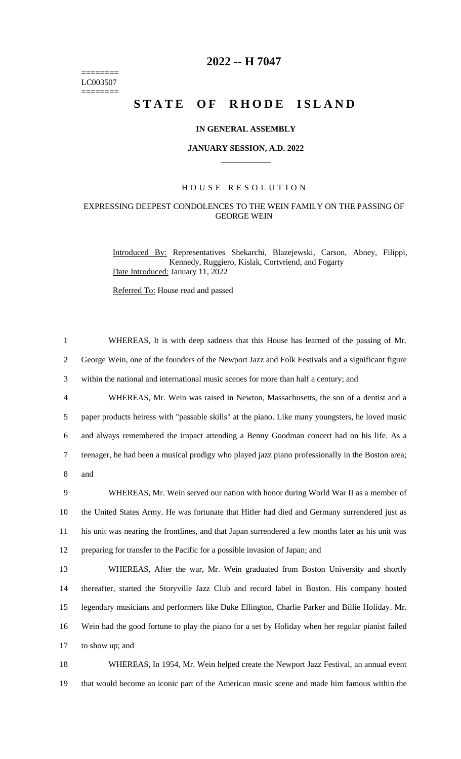========
LC003507
========

# 2022 -- H 7047

# STATE OF RHODE ISLAND

**IN GENERAL ASSEMBLY**

**JANUARY SESSION, A.D. 2022**

H O U S E   R E S O L U T I O N

EXPRESSING DEEPEST CONDOLENCES TO THE WEIN FAMILY ON THE PASSING OF GEORGE WEIN

Introduced By: Representatives Shekarchi, Blazejewski, Carson, Abney, Filippi, Kennedy, Ruggiero, Kislak, Cortvriend, and Fogarty

Date Introduced: January 11, 2022

Referred To: House read and passed

1 WHEREAS, It is with deep sadness that this House has learned of the passing of Mr.
2 George Wein, one of the founders of the Newport Jazz and Folk Festivals and a significant figure
3 within the national and international music scenes for more than half a century; and

4 WHEREAS, Mr. Wein was raised in Newton, Massachusetts, the son of a dentist and a
5 paper products heiress with "passable skills" at the piano. Like many youngsters, he loved music
6 and always remembered the impact attending a Benny Goodman concert had on his life. As a
7 teenager, he had been a musical prodigy who played jazz piano professionally in the Boston area;
8 and

9 WHEREAS, Mr. Wein served our nation with honor during World War II as a member of
10 the United States Army. He was fortunate that Hitler had died and Germany surrendered just as
11 his unit was nearing the frontlines, and that Japan surrendered a few months later as his unit was
12 preparing for transfer to the Pacific for a possible invasion of Japan; and

13 WHEREAS, After the war, Mr. Wein graduated from Boston University and shortly
14 thereafter, started the Storyville Jazz Club and record label in Boston. His company hosted
15 legendary musicians and performers like Duke Ellington, Charlie Parker and Billie Holiday. Mr.
16 Wein had the good fortune to play the piano for a set by Holiday when her regular pianist failed
17 to show up; and

18 WHEREAS, In 1954, Mr. Wein helped create the Newport Jazz Festival, an annual event
19 that would become an iconic part of the American music scene and made him famous within the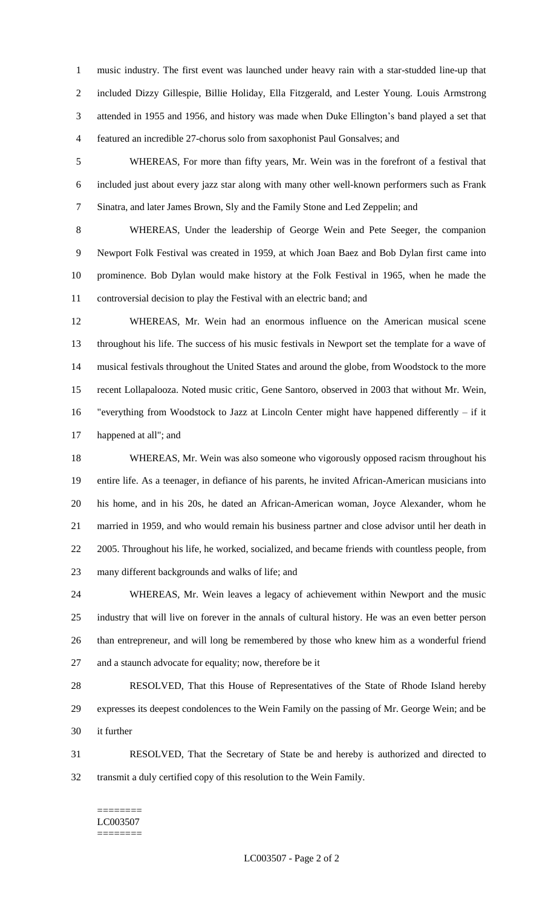music industry. The first event was launched under heavy rain with a star-studded line-up that included Dizzy Gillespie, Billie Holiday, Ella Fitzgerald, and Lester Young. Louis Armstrong attended in 1955 and 1956, and history was made when Duke Ellington's band played a set that featured an incredible 27-chorus solo from saxophonist Paul Gonsalves; and

WHEREAS, For more than fifty years, Mr. Wein was in the forefront of a festival that included just about every jazz star along with many other well-known performers such as Frank Sinatra, and later James Brown, Sly and the Family Stone and Led Zeppelin; and

WHEREAS, Under the leadership of George Wein and Pete Seeger, the companion Newport Folk Festival was created in 1959, at which Joan Baez and Bob Dylan first came into prominence. Bob Dylan would make history at the Folk Festival in 1965, when he made the controversial decision to play the Festival with an electric band; and

WHEREAS, Mr. Wein had an enormous influence on the American musical scene throughout his life. The success of his music festivals in Newport set the template for a wave of musical festivals throughout the United States and around the globe, from Woodstock to the more recent Lollapalooza. Noted music critic, Gene Santoro, observed in 2003 that without Mr. Wein, "everything from Woodstock to Jazz at Lincoln Center might have happened differently – if it happened at all"; and

WHEREAS, Mr. Wein was also someone who vigorously opposed racism throughout his entire life. As a teenager, in defiance of his parents, he invited African-American musicians into his home, and in his 20s, he dated an African-American woman, Joyce Alexander, whom he married in 1959, and who would remain his business partner and close advisor until her death in 2005. Throughout his life, he worked, socialized, and became friends with countless people, from many different backgrounds and walks of life; and

WHEREAS, Mr. Wein leaves a legacy of achievement within Newport and the music industry that will live on forever in the annals of cultural history. He was an even better person than entrepreneur, and will long be remembered by those who knew him as a wonderful friend and a staunch advocate for equality; now, therefore be it

RESOLVED, That this House of Representatives of the State of Rhode Island hereby expresses its deepest condolences to the Wein Family on the passing of Mr. George Wein; and be it further

RESOLVED, That the Secretary of State be and hereby is authorized and directed to transmit a duly certified copy of this resolution to the Wein Family.

========
LC003507
========